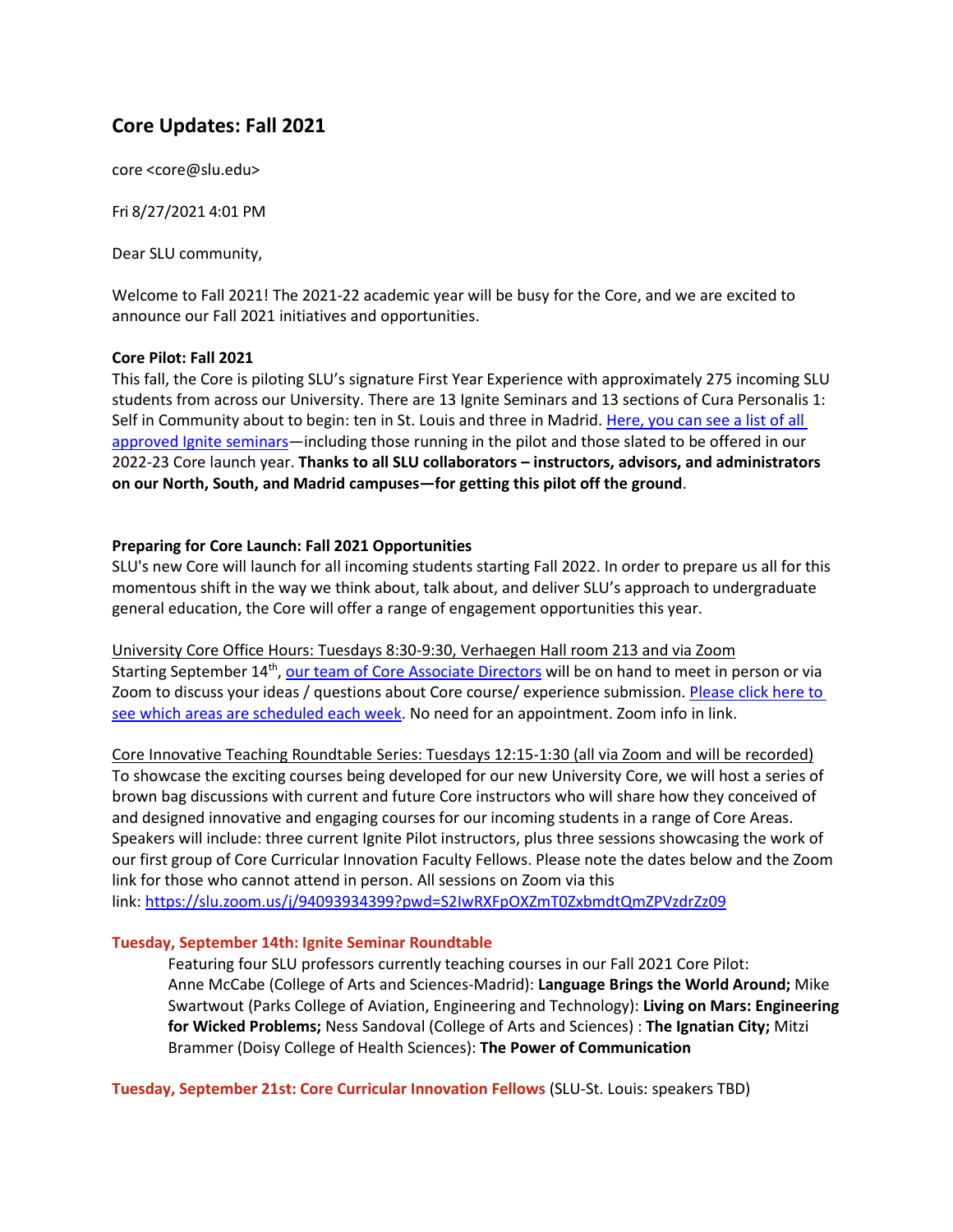# Core Updates: Fall 2021

core <core@slu.edu>

Fri 8/27/2021 4:01 PM

Dear SLU community,

Welcome to Fall 2021! The 2021-22 academic year will be busy for the Core, and we are excited to announce our Fall 2021 initiatives and opportunities.

**Core Pilot: Fall 2021**

This fall, the Core is piloting SLU's signature First Year Experience with approximately 275 incoming SLU students from across our University. There are 13 Ignite Seminars and 13 sections of Cura Personalis 1: Self in Community about to begin: ten in St. Louis and three in Madrid. Here, you can see a list of all approved Ignite seminars—including those running in the pilot and those slated to be offered in our 2022-23 Core launch year. **Thanks to all SLU collaborators – instructors, advisors, and administrators on our North, South, and Madrid campuses—for getting this pilot off the ground**.

**Preparing for Core Launch: Fall 2021 Opportunities**

SLU's new Core will launch for all incoming students starting Fall 2022. In order to prepare us all for this momentous shift in the way we think about, talk about, and deliver SLU's approach to undergraduate general education, the Core will offer a range of engagement opportunities this year.

University Core Office Hours: Tuesdays 8:30-9:30, Verhaegen Hall room 213 and via Zoom

Starting September 14th, our team of Core Associate Directors will be on hand to meet in person or via Zoom to discuss your ideas / questions about Core course/ experience submission. Please click here to see which areas are scheduled each week. No need for an appointment. Zoom info in link.

Core Innovative Teaching Roundtable Series: Tuesdays 12:15-1:30 (all via Zoom and will be recorded)

To showcase the exciting courses being developed for our new University Core, we will host a series of brown bag discussions with current and future Core instructors who will share how they conceived of and designed innovative and engaging courses for our incoming students in a range of Core Areas. Speakers will include: three current Ignite Pilot instructors, plus three sessions showcasing the work of our first group of Core Curricular Innovation Faculty Fellows. Please note the dates below and the Zoom link for those who cannot attend in person. All sessions on Zoom via this link: https://slu.zoom.us/j/94093934399?pwd=S2IwRXFpOXZmT0ZxbmdtQmZPVzdrZz09

**Tuesday, September 14th: Ignite Seminar Roundtable**

> Featuring four SLU professors currently teaching courses in our Fall 2021 Core Pilot: Anne McCabe (College of Arts and Sciences-Madrid): **Language Brings the World Around;** Mike Swartwout (Parks College of Aviation, Engineering and Technology): **Living on Mars: Engineering for Wicked Problems;** Ness Sandoval (College of Arts and Sciences) : **The Ignatian City;** Mitzi Brammer (Doisy College of Health Sciences): **The Power of Communication**

**Tuesday, September 21st: Core Curricular Innovation Fellows** (SLU-St. Louis: speakers TBD)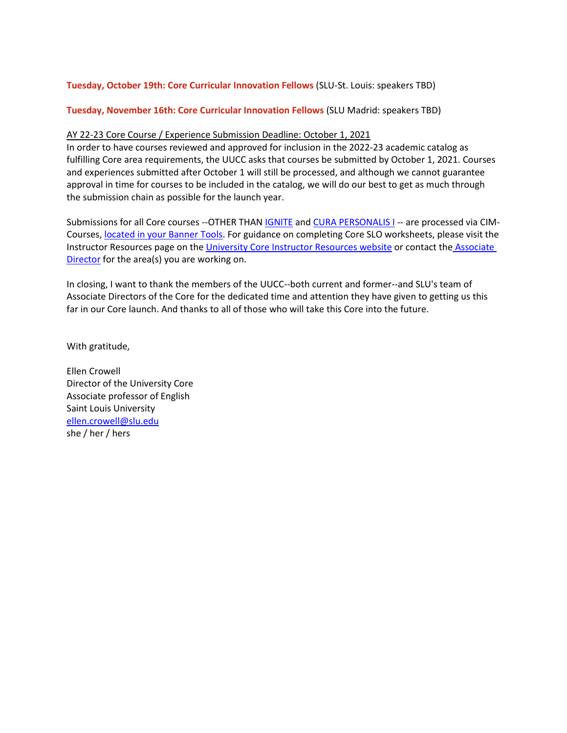**Tuesday, October 19th: Core Curricular Innovation Fellows** (SLU-St. Louis: speakers TBD)

**Tuesday, November 16th: Core Curricular Innovation Fellows** (SLU Madrid: speakers TBD)

AY 22-23 Core Course / Experience Submission Deadline: October 1, 2021

In order to have courses reviewed and approved for inclusion in the 2022-23 academic catalog as fulfilling Core area requirements, the UUCC asks that courses be submitted by October 1, 2021. Courses and experiences submitted after October 1 will still be processed, and although we cannot guarantee approval in time for courses to be included in the catalog, we will do our best to get as much through the submission chain as possible for the launch year.

Submissions for all Core courses --OTHER THAN IGNITE and CURA PERSONALIS I -- are processed via CIM-Courses, located in your Banner Tools. For guidance on completing Core SLO worksheets, please visit the Instructor Resources page on the University Core Instructor Resources website or contact the Associate Director for the area(s) you are working on.

In closing, I want to thank the members of the UUCC--both current and former--and SLU's team of Associate Directors of the Core for the dedicated time and attention they have given to getting us this far in our Core launch. And thanks to all of those who will take this Core into the future.

With gratitude,

Ellen Crowell
Director of the University Core
Associate professor of English
Saint Louis University
ellen.crowell@slu.edu
she / her / hers